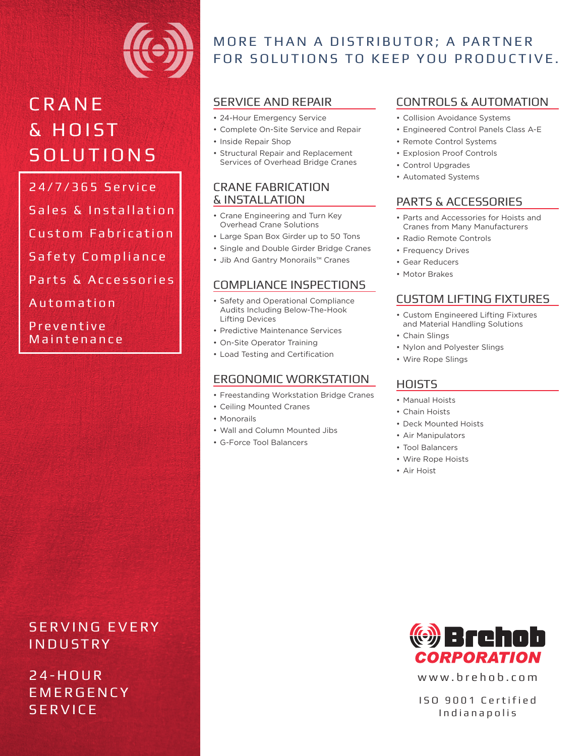# CRANE & HOIST SOLUTIONS

- 24/7/365 Service
- Sales & Installation
- Custom Fabrication
- Safety Compliance
- Parts & Accessories
- Automation
- Preventive Maintenance

SERVING EVERY INDUSTRY

24-HOUR EMERGENCY SERVICE

## MORE THAN A DISTRIBUTOR; A PARTNER FOR SOLUTIONS TO KEEP YOU PRODUCTIVE.

### SERVICE AND REPAIR

- 24-Hour Emergency Service
- Complete On-Site Service and Repair
- Inside Repair Shop
- Structural Repair and Replacement Services of Overhead Bridge Cranes

### CRANE FABRICATION & INSTALLATION

- Crane Engineering and Turn Key Overhead Crane Solutions
- Large Span Box Girder up to 50 Tons
- Single and Double Girder Bridge Cranes
- Jib And Gantry Monorails™ Cranes

### COMPLIANCE INSPECTIONS

- Safety and Operational Compliance Audits Including Below-The-Hook Lifting Devices
- Predictive Maintenance Services
- On-Site Operator Training
- Load Testing and Certification

### ERGONOMIC WORKSTATION

- Freestanding Workstation Bridge Cranes
- Ceiling Mounted Cranes
- Monorails
- Wall and Column Mounted Jibs
- G-Force Tool Balancers

### CONTROLS & AUTOMATION

- Collision Avoidance Systems
- Engineered Control Panels Class A-E
- Remote Control Systems
- Explosion Proof Controls
- Control Upgrades
- Automated Systems

### PARTS & ACCESSORIES

- Parts and Accessories for Hoists and Cranes from Many Manufacturers
- Radio Remote Controls
- Frequency Drives
- Gear Reducers
- Motor Brakes

### CUSTOM LIFTING FIXTURES

- Custom Engineered Lifting Fixtures and Material Handling Solutions
- Chain Slings
- Nylon and Polyester Slings
- Wire Rope Slings

### HOISTS

- Manual Hoists
- Chain Hoists
- Deck Mounted Hoists
- Air Manipulators
- Tool Balancers
- Wire Rope Hoists
- Air Hoist

Brehob CORPORATION

www.brehob.com

ISO 9001 Certified
Indianapolis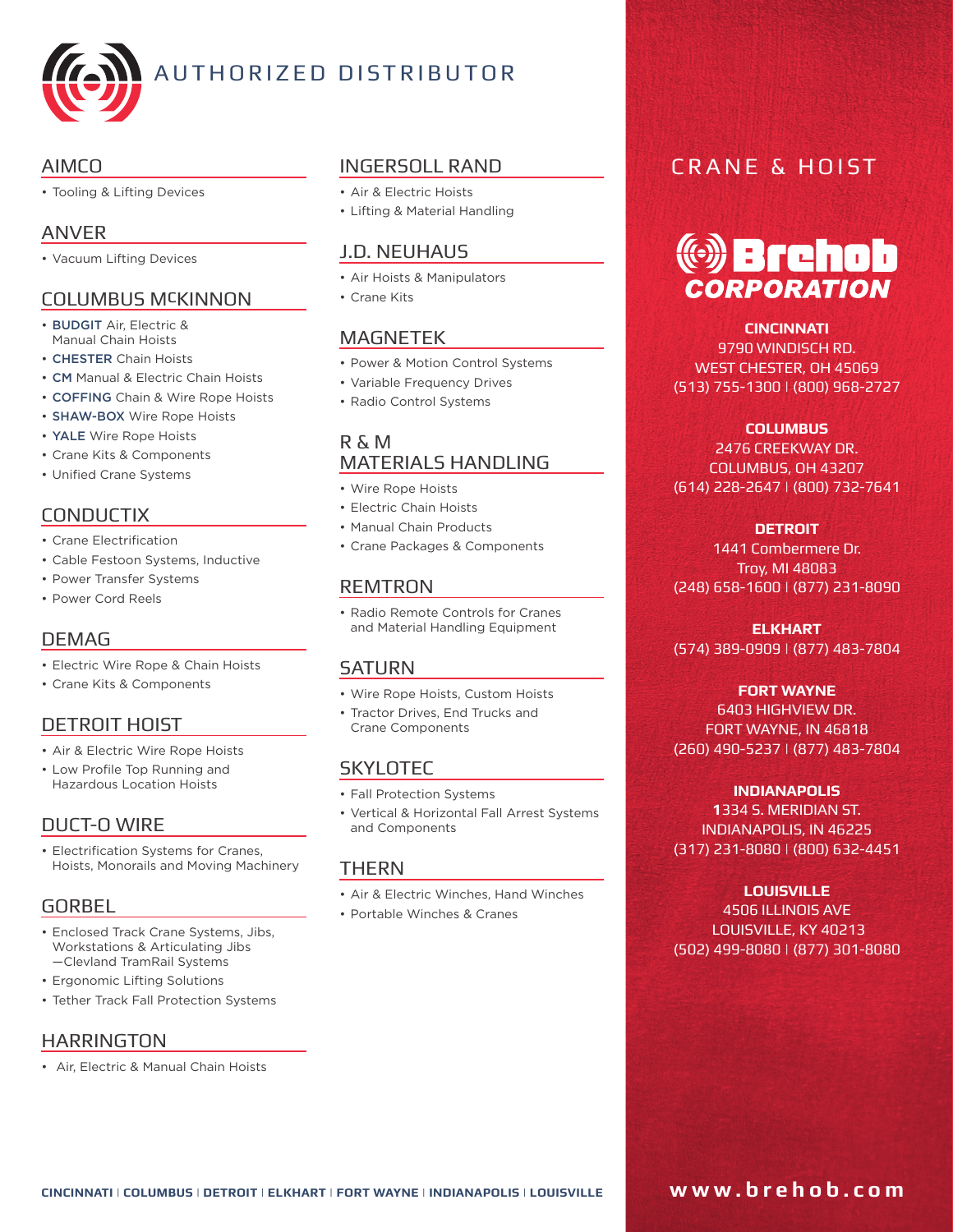# AUTHORIZED DISTRIBUTOR

## AIMCO

- Tooling & Lifting Devices

## ANVER

- Vacuum Lifting Devices

## COLUMBUS MCKINNON

- **BUDGIT** Air, Electric & Manual Chain Hoists
- **CHESTER** Chain Hoists
- **CM** Manual & Electric Chain Hoists
- **COFFING** Chain & Wire Rope Hoists
- **SHAW-BOX** Wire Rope Hoists
- **YALE** Wire Rope Hoists
- Crane Kits & Components
- Unified Crane Systems

## CONDUCTIX

- Crane Electrification
- Cable Festoon Systems, Inductive
- Power Transfer Systems
- Power Cord Reels

## DEMAG

- Electric Wire Rope & Chain Hoists
- Crane Kits & Components

## DETROIT HOIST

- Air & Electric Wire Rope Hoists
- Low Profile Top Running and Hazardous Location Hoists

## DUCT-O WIRE

- Electrification Systems for Cranes, Hoists, Monorails and Moving Machinery

## GORBEL

- Enclosed Track Crane Systems, Jibs, Workstations & Articulating Jibs —Clevland TramRail Systems
- Ergonomic Lifting Solutions
- Tether Track Fall Protection Systems

## HARRINGTON

- Air, Electric & Manual Chain Hoists

## INGERSOLL RAND

- Air & Electric Hoists
- Lifting & Material Handling

## J.D. NEUHAUS

- Air Hoists & Manipulators
- Crane Kits

## MAGNETEK

- Power & Motion Control Systems
- Variable Frequency Drives
- Radio Control Systems

## R & M MATERIALS HANDLING

- Wire Rope Hoists
- Electric Chain Hoists
- Manual Chain Products
- Crane Packages & Components

## REMTRON

- Radio Remote Controls for Cranes and Material Handling Equipment

## SATURN

- Wire Rope Hoists, Custom Hoists
- Tractor Drives, End Trucks and Crane Components

## SKYLOTEC

- Fall Protection Systems
- Vertical & Horizontal Fall Arrest Systems and Components

## THERN

- Air & Electric Winches, Hand Winches
- Portable Winches & Cranes

# CRANE & HOIST

**Brehob CORPORATION**

**CINCINNATI**
9790 WINDISCH RD.
WEST CHESTER, OH 45069
(513) 755-1300 | (800) 968-2727

**COLUMBUS**
2476 CREEKWAY DR.
COLUMBUS, OH 43207
(614) 228-2647 | (800) 732-7641

**DETROIT**
1441 Combermere Dr.
Troy, MI 48083
(248) 658-1600 | (877) 231-8090

**ELKHART**
(574) 389-0909 | (877) 483-7804

**FORT WAYNE**
6403 HIGHVIEW DR.
FORT WAYNE, IN 46818
(260) 490-5237 | (877) 483-7804

**INDIANAPOLIS**
1334 S. MERIDIAN ST.
INDIANAPOLIS, IN 46225
(317) 231-8080 | (800) 632-4451

**LOUISVILLE**
4506 ILLINOIS AVE
LOUISVILLE, KY 40213
(502) 499-8080 | (877) 301-8080

**CINCINNATI | COLUMBUS | DETROIT | ELKHART | FORT WAYNE | INDIANAPOLIS | LOUISVILLE**

**www.brehob.com**